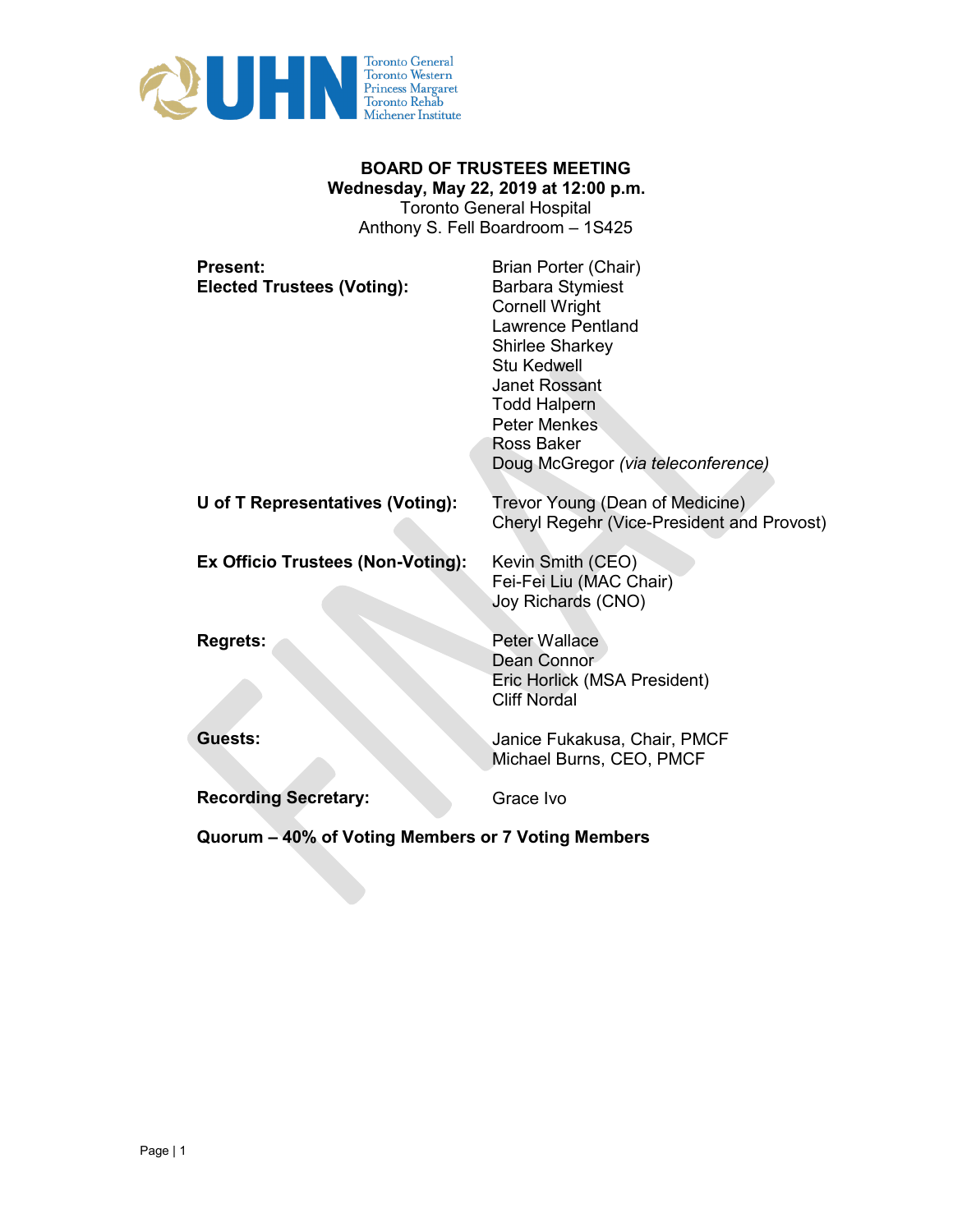Toronto General
Toronto Western
Princess Margaret
Toronto Rehab
Michener Institute

**BOARD OF TRUSTEES MEETING**
**Wednesday, May 22, 2019 at 12:00 p.m.**
Toronto General Hospital
Anthony S. Fell Boardroom – 1S425

| | |
|---|---|
| **Present:** **Elected Trustees (Voting):** | Brian Porter (Chair) Barbara Stymiest Cornell Wright Lawrence Pentland Shirlee Sharkey Stu Kedwell Janet Rossant Todd Halpern Peter Menkes Ross Baker Doug McGregor *(via teleconference)* |
| **U of T Representatives (Voting):** | Trevor Young (Dean of Medicine) Cheryl Regehr (Vice-President and Provost) |
| **Ex Officio Trustees (Non-Voting):** | Kevin Smith (CEO) Fei-Fei Liu (MAC Chair) Joy Richards (CNO) |
| **Regrets:** | Peter Wallace Dean Connor Eric Horlick (MSA President) Cliff Nordal |
| **Guests:** | Janice Fukakusa, Chair, PMCF Michael Burns, CEO, PMCF |
| **Recording Secretary:** | Grace Ivo |

**Quorum – 40% of Voting Members or 7 Voting Members**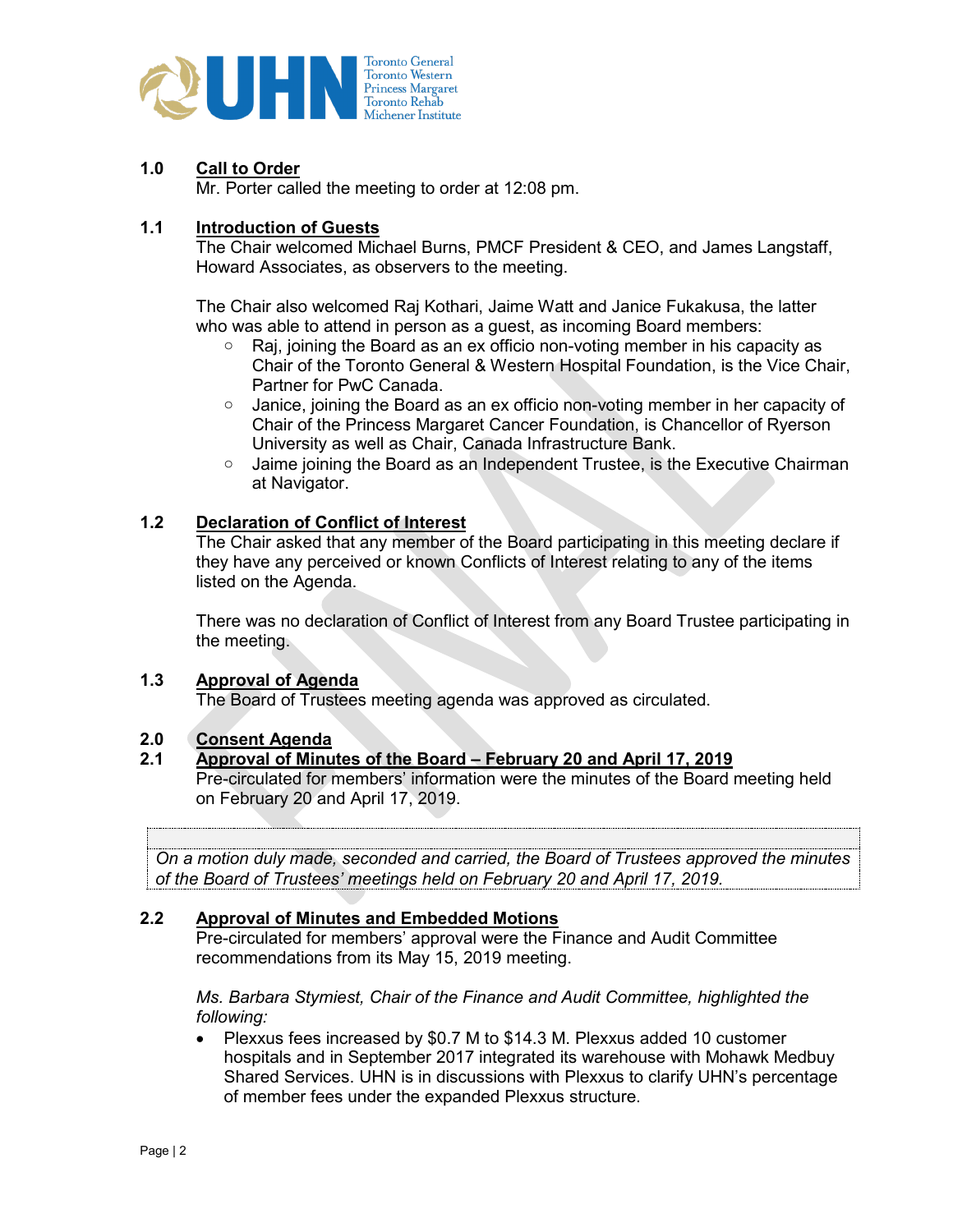## 1.0 Call to Order

Mr. Porter called the meeting to order at 12:08 pm.

## 1.1 Introduction of Guests

The Chair welcomed Michael Burns, PMCF President & CEO, and James Langstaff, Howard Associates, as observers to the meeting.

The Chair also welcomed Raj Kothari, Jaime Watt and Janice Fukakusa, the latter who was able to attend in person as a guest, as incoming Board members:

- Raj, joining the Board as an ex officio non-voting member in his capacity as Chair of the Toronto General & Western Hospital Foundation, is the Vice Chair, Partner for PwC Canada.
- Janice, joining the Board as an ex officio non-voting member in her capacity of Chair of the Princess Margaret Cancer Foundation, is Chancellor of Ryerson University as well as Chair, Canada Infrastructure Bank.
- Jaime joining the Board as an Independent Trustee, is the Executive Chairman at Navigator.

## 1.2 Declaration of Conflict of Interest

The Chair asked that any member of the Board participating in this meeting declare if they have any perceived or known Conflicts of Interest relating to any of the items listed on the Agenda.

There was no declaration of Conflict of Interest from any Board Trustee participating in the meeting.

## 1.3 Approval of Agenda

The Board of Trustees meeting agenda was approved as circulated.

## 2.0 Consent Agenda

## 2.1 Approval of Minutes of the Board – February 20 and April 17, 2019

Pre-circulated for members' information were the minutes of the Board meeting held on February 20 and April 17, 2019.

*On a motion duly made, seconded and carried, the Board of Trustees approved the minutes of the Board of Trustees' meetings held on February 20 and April 17, 2019.*

## 2.2 Approval of Minutes and Embedded Motions

Pre-circulated for members' approval were the Finance and Audit Committee recommendations from its May 15, 2019 meeting.

*Ms. Barbara Stymiest, Chair of the Finance and Audit Committee, highlighted the following:*

- Plexxus fees increased by $0.7 M to $14.3 M. Plexxus added 10 customer hospitals and in September 2017 integrated its warehouse with Mohawk Medbuy Shared Services. UHN is in discussions with Plexxus to clarify UHN's percentage of member fees under the expanded Plexxus structure.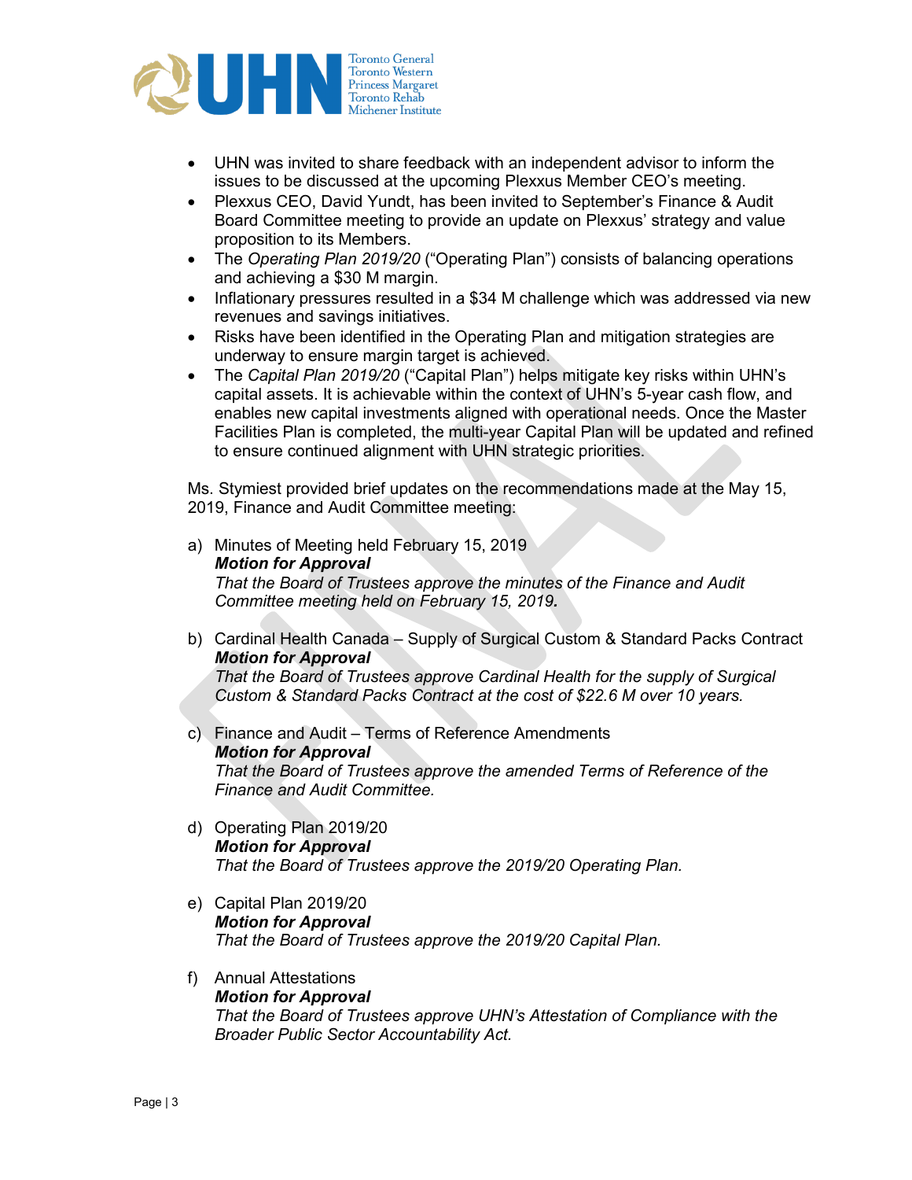- UHN was invited to share feedback with an independent advisor to inform the issues to be discussed at the upcoming Plexxus Member CEO's meeting.
- Plexxus CEO, David Yundt, has been invited to September's Finance & Audit Board Committee meeting to provide an update on Plexxus' strategy and value proposition to its Members.
- The *Operating Plan 2019/20* ("Operating Plan") consists of balancing operations and achieving a $30 M margin.
- Inflationary pressures resulted in a $34 M challenge which was addressed via new revenues and savings initiatives.
- Risks have been identified in the Operating Plan and mitigation strategies are underway to ensure margin target is achieved.
- The *Capital Plan 2019/20* ("Capital Plan") helps mitigate key risks within UHN's capital assets. It is achievable within the context of UHN's 5-year cash flow, and enables new capital investments aligned with operational needs. Once the Master Facilities Plan is completed, the multi-year Capital Plan will be updated and refined to ensure continued alignment with UHN strategic priorities.

Ms. Stymiest provided brief updates on the recommendations made at the May 15, 2019, Finance and Audit Committee meeting:

a) Minutes of Meeting held February 15, 2019
***Motion for Approval***
*That the Board of Trustees approve the minutes of the Finance and Audit Committee meeting held on February 15, 2019.*

b) Cardinal Health Canada – Supply of Surgical Custom & Standard Packs Contract
***Motion for Approval***
*That the Board of Trustees approve Cardinal Health for the supply of Surgical Custom & Standard Packs Contract at the cost of $22.6 M over 10 years.*

c) Finance and Audit – Terms of Reference Amendments
***Motion for Approval***
*That the Board of Trustees approve the amended Terms of Reference of the Finance and Audit Committee.*

d) Operating Plan 2019/20
***Motion for Approval***
*That the Board of Trustees approve the 2019/20 Operating Plan.*

e) Capital Plan 2019/20
***Motion for Approval***
*That the Board of Trustees approve the 2019/20 Capital Plan.*

f) Annual Attestations
***Motion for Approval***
*That the Board of Trustees approve UHN's Attestation of Compliance with the Broader Public Sector Accountability Act.*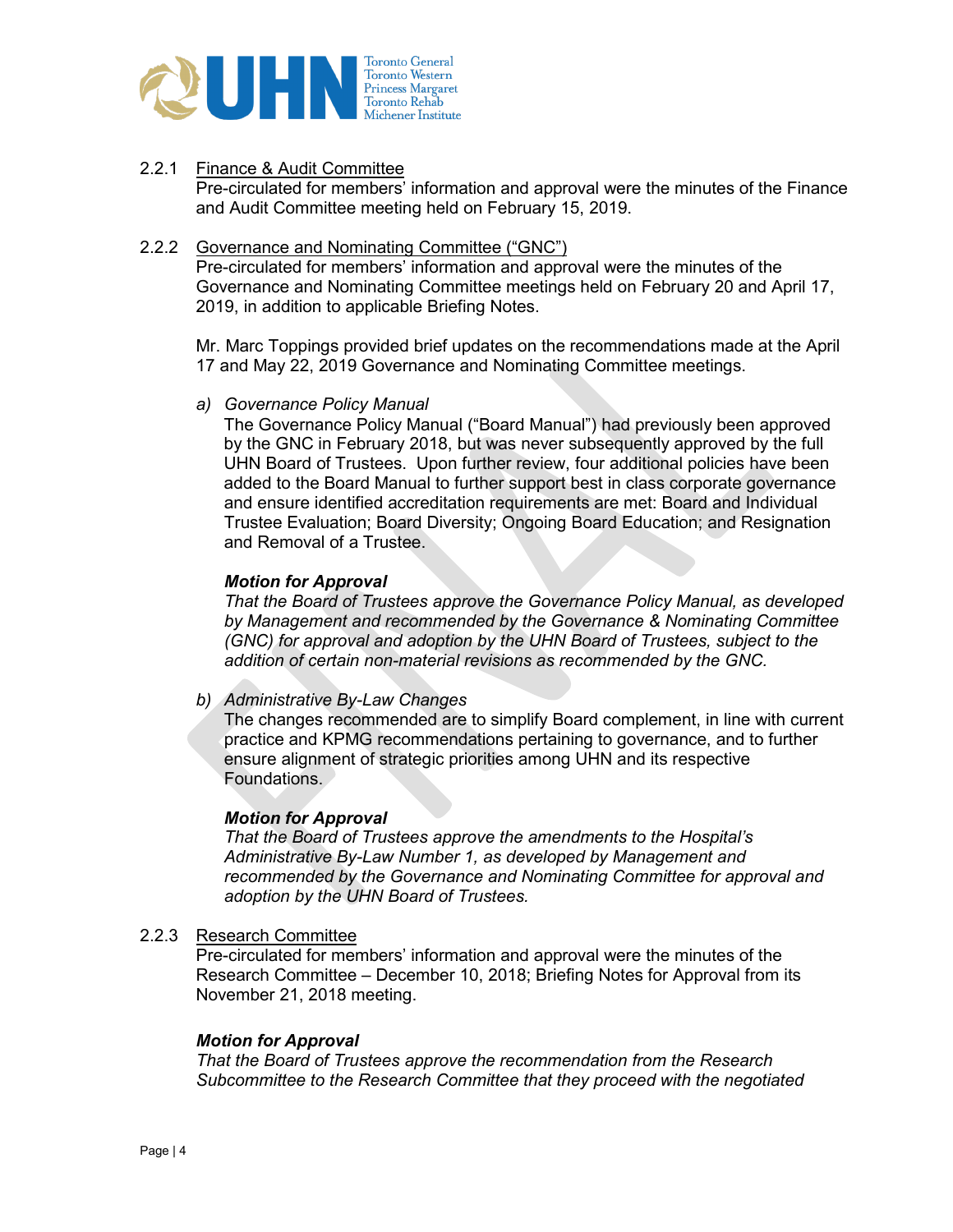2.2.1 Finance & Audit Committee

Pre-circulated for members' information and approval were the minutes of the Finance and Audit Committee meeting held on February 15, 2019.

2.2.2 Governance and Nominating Committee ("GNC")

Pre-circulated for members' information and approval were the minutes of the Governance and Nominating Committee meetings held on February 20 and April 17, 2019, in addition to applicable Briefing Notes.

Mr. Marc Toppings provided brief updates on the recommendations made at the April 17 and May 22, 2019 Governance and Nominating Committee meetings.

a) *Governance Policy Manual*

The Governance Policy Manual ("Board Manual") had previously been approved by the GNC in February 2018, but was never subsequently approved by the full UHN Board of Trustees. Upon further review, four additional policies have been added to the Board Manual to further support best in class corporate governance and ensure identified accreditation requirements are met: Board and Individual Trustee Evaluation; Board Diversity; Ongoing Board Education; and Resignation and Removal of a Trustee.

***Motion for Approval***

*That the Board of Trustees approve the Governance Policy Manual, as developed by Management and recommended by the Governance & Nominating Committee (GNC) for approval and adoption by the UHN Board of Trustees, subject to the addition of certain non-material revisions as recommended by the GNC.*

b) *Administrative By-Law Changes*

The changes recommended are to simplify Board complement, in line with current practice and KPMG recommendations pertaining to governance, and to further ensure alignment of strategic priorities among UHN and its respective Foundations.

***Motion for Approval***

*That the Board of Trustees approve the amendments to the Hospital's Administrative By-Law Number 1, as developed by Management and recommended by the Governance and Nominating Committee for approval and adoption by the UHN Board of Trustees.*

2.2.3 Research Committee

Pre-circulated for members' information and approval were the minutes of the Research Committee – December 10, 2018; Briefing Notes for Approval from its November 21, 2018 meeting.

***Motion for Approval***

*That the Board of Trustees approve the recommendation from the Research Subcommittee to the Research Committee that they proceed with the negotiated*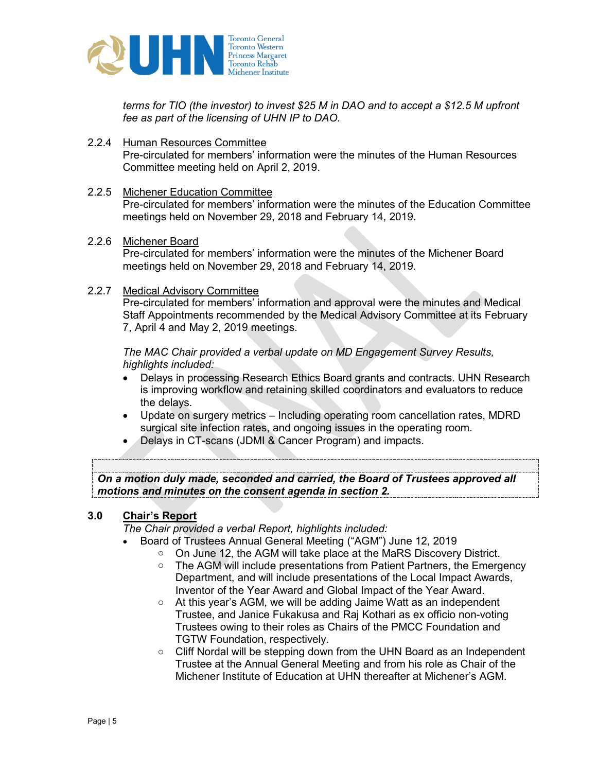*terms for TIO (the investor) to invest $25 M in DAO and to accept a $12.5 M upfront fee as part of the licensing of UHN IP to DAO.*

2.2.4 Human Resources Committee

Pre-circulated for members' information were the minutes of the Human Resources Committee meeting held on April 2, 2019.

2.2.5 Michener Education Committee

Pre-circulated for members' information were the minutes of the Education Committee meetings held on November 29, 2018 and February 14, 2019.

2.2.6 Michener Board

Pre-circulated for members' information were the minutes of the Michener Board meetings held on November 29, 2018 and February 14, 2019.

2.2.7 Medical Advisory Committee

Pre-circulated for members' information and approval were the minutes and Medical Staff Appointments recommended by the Medical Advisory Committee at its February 7, April 4 and May 2, 2019 meetings.

*The MAC Chair provided a verbal update on MD Engagement Survey Results, highlights included:*

- Delays in processing Research Ethics Board grants and contracts. UHN Research is improving workflow and retaining skilled coordinators and evaluators to reduce the delays.
- Update on surgery metrics – Including operating room cancellation rates, MDRD surgical site infection rates, and ongoing issues in the operating room.
- Delays in CT-scans (JDMI & Cancer Program) and impacts.

***On a motion duly made, seconded and carried, the Board of Trustees approved all motions and minutes on the consent agenda in section 2.***

## 3.0 Chair's Report

*The Chair provided a verbal Report, highlights included:*

- Board of Trustees Annual General Meeting ("AGM") June 12, 2019
  - On June 12, the AGM will take place at the MaRS Discovery District.
  - The AGM will include presentations from Patient Partners, the Emergency Department, and will include presentations of the Local Impact Awards, Inventor of the Year Award and Global Impact of the Year Award.
  - At this year's AGM, we will be adding Jaime Watt as an independent Trustee, and Janice Fukakusa and Raj Kothari as ex officio non-voting Trustees owing to their roles as Chairs of the PMCC Foundation and TGTW Foundation, respectively.
  - Cliff Nordal will be stepping down from the UHN Board as an Independent Trustee at the Annual General Meeting and from his role as Chair of the Michener Institute of Education at UHN thereafter at Michener's AGM.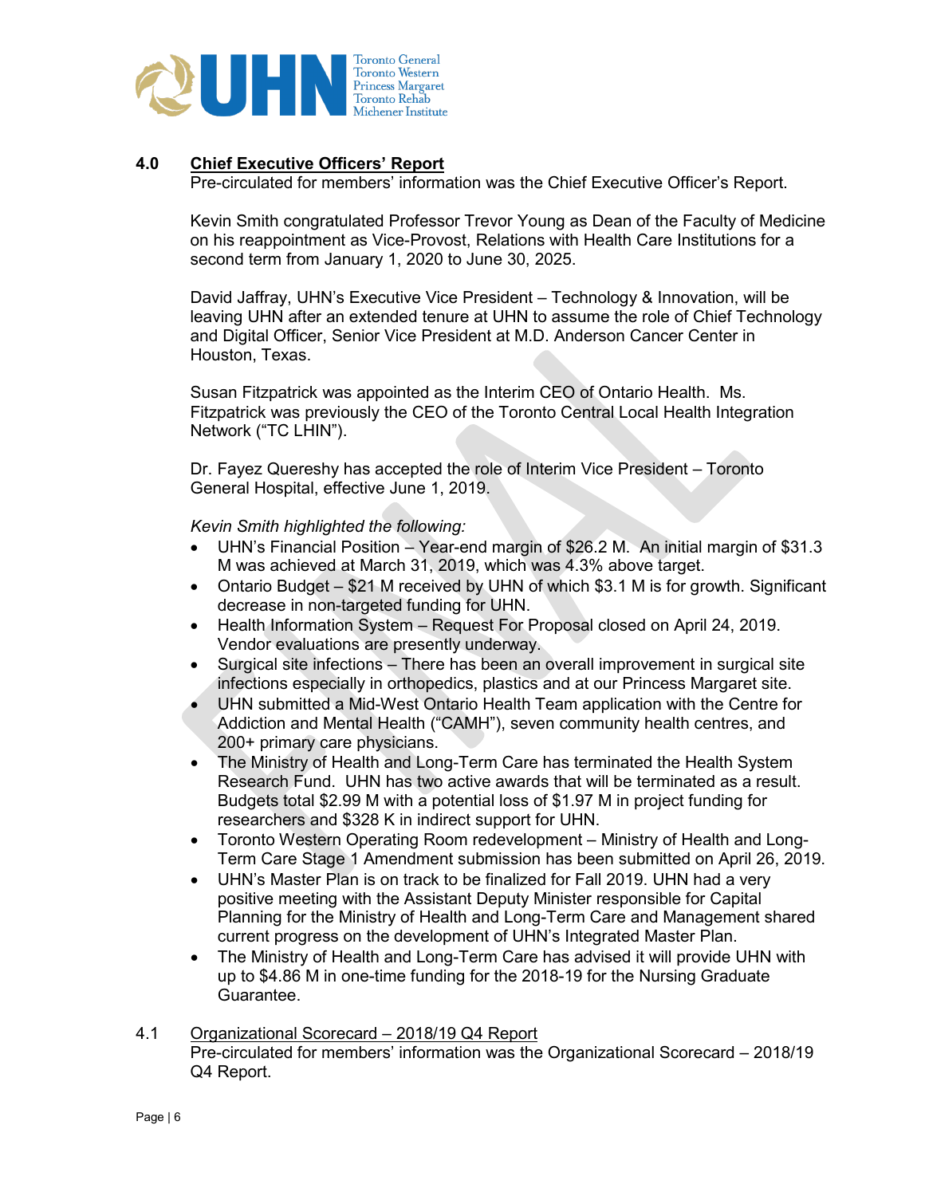## 4.0 Chief Executive Officers' Report

Pre-circulated for members' information was the Chief Executive Officer's Report.

Kevin Smith congratulated Professor Trevor Young as Dean of the Faculty of Medicine on his reappointment as Vice-Provost, Relations with Health Care Institutions for a second term from January 1, 2020 to June 30, 2025.

David Jaffray, UHN's Executive Vice President – Technology & Innovation, will be leaving UHN after an extended tenure at UHN to assume the role of Chief Technology and Digital Officer, Senior Vice President at M.D. Anderson Cancer Center in Houston, Texas.

Susan Fitzpatrick was appointed as the Interim CEO of Ontario Health. Ms. Fitzpatrick was previously the CEO of the Toronto Central Local Health Integration Network ("TC LHIN").

Dr. Fayez Quereshy has accepted the role of Interim Vice President – Toronto General Hospital, effective June 1, 2019.

*Kevin Smith highlighted the following:*

- UHN's Financial Position – Year-end margin of $26.2 M. An initial margin of $31.3 M was achieved at March 31, 2019, which was 4.3% above target.
- Ontario Budget – $21 M received by UHN of which $3.1 M is for growth. Significant decrease in non-targeted funding for UHN.
- Health Information System – Request For Proposal closed on April 24, 2019. Vendor evaluations are presently underway.
- Surgical site infections – There has been an overall improvement in surgical site infections especially in orthopedics, plastics and at our Princess Margaret site.
- UHN submitted a Mid-West Ontario Health Team application with the Centre for Addiction and Mental Health ("CAMH"), seven community health centres, and 200+ primary care physicians.
- The Ministry of Health and Long-Term Care has terminated the Health System Research Fund. UHN has two active awards that will be terminated as a result. Budgets total $2.99 M with a potential loss of $1.97 M in project funding for researchers and $328 K in indirect support for UHN.
- Toronto Western Operating Room redevelopment – Ministry of Health and Long-Term Care Stage 1 Amendment submission has been submitted on April 26, 2019.
- UHN's Master Plan is on track to be finalized for Fall 2019. UHN had a very positive meeting with the Assistant Deputy Minister responsible for Capital Planning for the Ministry of Health and Long-Term Care and Management shared current progress on the development of UHN's Integrated Master Plan.
- The Ministry of Health and Long-Term Care has advised it will provide UHN with up to $4.86 M in one-time funding for the 2018-19 for the Nursing Graduate Guarantee.

### 4.1 Organizational Scorecard – 2018/19 Q4 Report

Pre-circulated for members' information was the Organizational Scorecard – 2018/19 Q4 Report.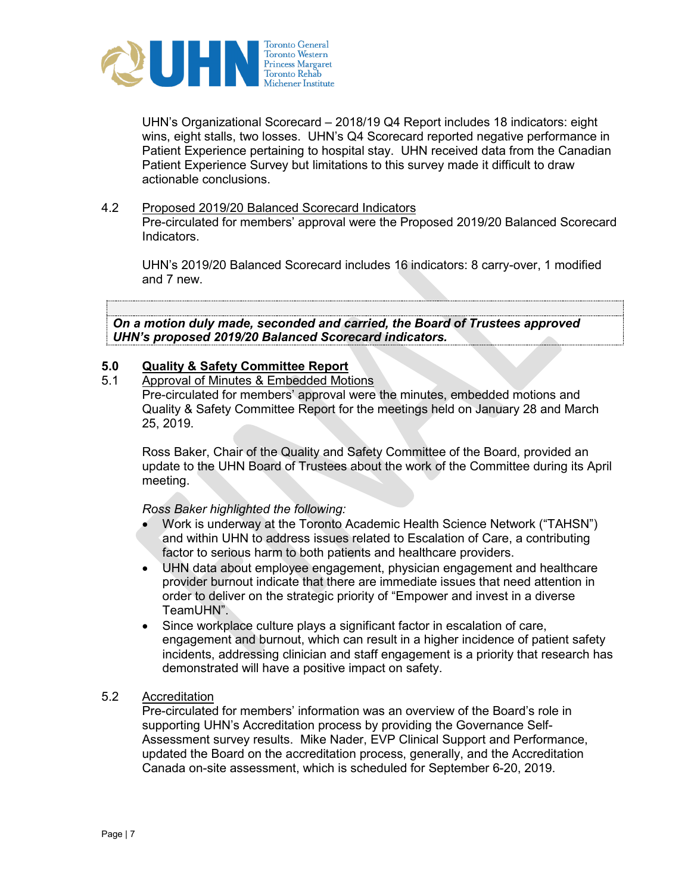UHN's Organizational Scorecard – 2018/19 Q4 Report includes 18 indicators: eight wins, eight stalls, two losses. UHN's Q4 Scorecard reported negative performance in Patient Experience pertaining to hospital stay. UHN received data from the Canadian Patient Experience Survey but limitations to this survey made it difficult to draw actionable conclusions.

4.2 Proposed 2019/20 Balanced Scorecard Indicators

Pre-circulated for members' approval were the Proposed 2019/20 Balanced Scorecard Indicators.

UHN's 2019/20 Balanced Scorecard includes 16 indicators: 8 carry-over, 1 modified and 7 new.

***On a motion duly made, seconded and carried, the Board of Trustees approved UHN's proposed 2019/20 Balanced Scorecard indicators.***

## 5.0 Quality & Safety Committee Report

5.1 Approval of Minutes & Embedded Motions

Pre-circulated for members' approval were the minutes, embedded motions and Quality & Safety Committee Report for the meetings held on January 28 and March 25, 2019.

Ross Baker, Chair of the Quality and Safety Committee of the Board, provided an update to the UHN Board of Trustees about the work of the Committee during its April meeting.

*Ross Baker highlighted the following:*

- Work is underway at the Toronto Academic Health Science Network ("TAHSN") and within UHN to address issues related to Escalation of Care, a contributing factor to serious harm to both patients and healthcare providers.
- UHN data about employee engagement, physician engagement and healthcare provider burnout indicate that there are immediate issues that need attention in order to deliver on the strategic priority of "Empower and invest in a diverse TeamUHN".
- Since workplace culture plays a significant factor in escalation of care, engagement and burnout, which can result in a higher incidence of patient safety incidents, addressing clinician and staff engagement is a priority that research has demonstrated will have a positive impact on safety.

5.2 Accreditation

Pre-circulated for members' information was an overview of the Board's role in supporting UHN's Accreditation process by providing the Governance Self-Assessment survey results. Mike Nader, EVP Clinical Support and Performance, updated the Board on the accreditation process, generally, and the Accreditation Canada on-site assessment, which is scheduled for September 6-20, 2019.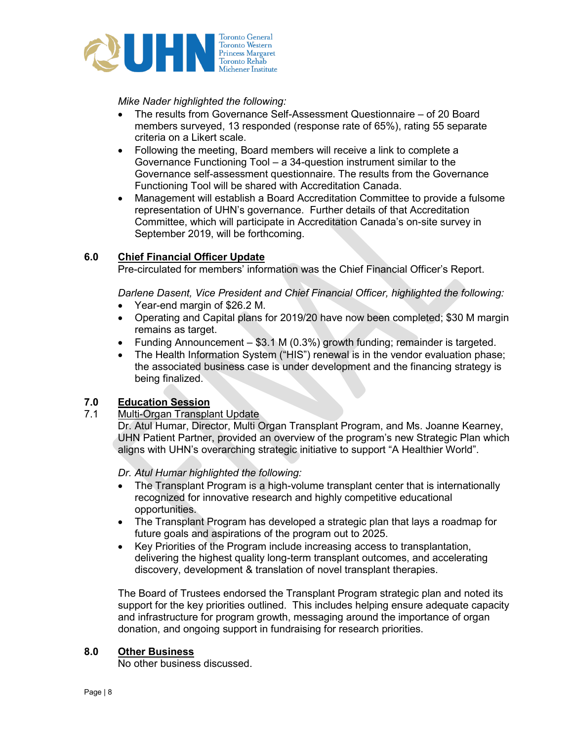*Mike Nader highlighted the following:*

- The results from Governance Self-Assessment Questionnaire – of 20 Board members surveyed, 13 responded (response rate of 65%), rating 55 separate criteria on a Likert scale.
- Following the meeting, Board members will receive a link to complete a Governance Functioning Tool – a 34-question instrument similar to the Governance self-assessment questionnaire. The results from the Governance Functioning Tool will be shared with Accreditation Canada.
- Management will establish a Board Accreditation Committee to provide a fulsome representation of UHN's governance. Further details of that Accreditation Committee, which will participate in Accreditation Canada's on-site survey in September 2019, will be forthcoming.

## 6.0 Chief Financial Officer Update

Pre-circulated for members' information was the Chief Financial Officer's Report.

*Darlene Dasent, Vice President and Chief Financial Officer, highlighted the following:*

- Year-end margin of $26.2 M.
- Operating and Capital plans for 2019/20 have now been completed; $30 M margin remains as target.
- Funding Announcement – $3.1 M (0.3%) growth funding; remainder is targeted.
- The Health Information System ("HIS") renewal is in the vendor evaluation phase; the associated business case is under development and the financing strategy is being finalized.

## 7.0 Education Session

### 7.1 Multi-Organ Transplant Update

Dr. Atul Humar, Director, Multi Organ Transplant Program, and Ms. Joanne Kearney, UHN Patient Partner, provided an overview of the program's new Strategic Plan which aligns with UHN's overarching strategic initiative to support "A Healthier World".

*Dr. Atul Humar highlighted the following:*

- The Transplant Program is a high-volume transplant center that is internationally recognized for innovative research and highly competitive educational opportunities.
- The Transplant Program has developed a strategic plan that lays a roadmap for future goals and aspirations of the program out to 2025.
- Key Priorities of the Program include increasing access to transplantation, delivering the highest quality long-term transplant outcomes, and accelerating discovery, development & translation of novel transplant therapies.

The Board of Trustees endorsed the Transplant Program strategic plan and noted its support for the key priorities outlined. This includes helping ensure adequate capacity and infrastructure for program growth, messaging around the importance of organ donation, and ongoing support in fundraising for research priorities.

## 8.0 Other Business

No other business discussed.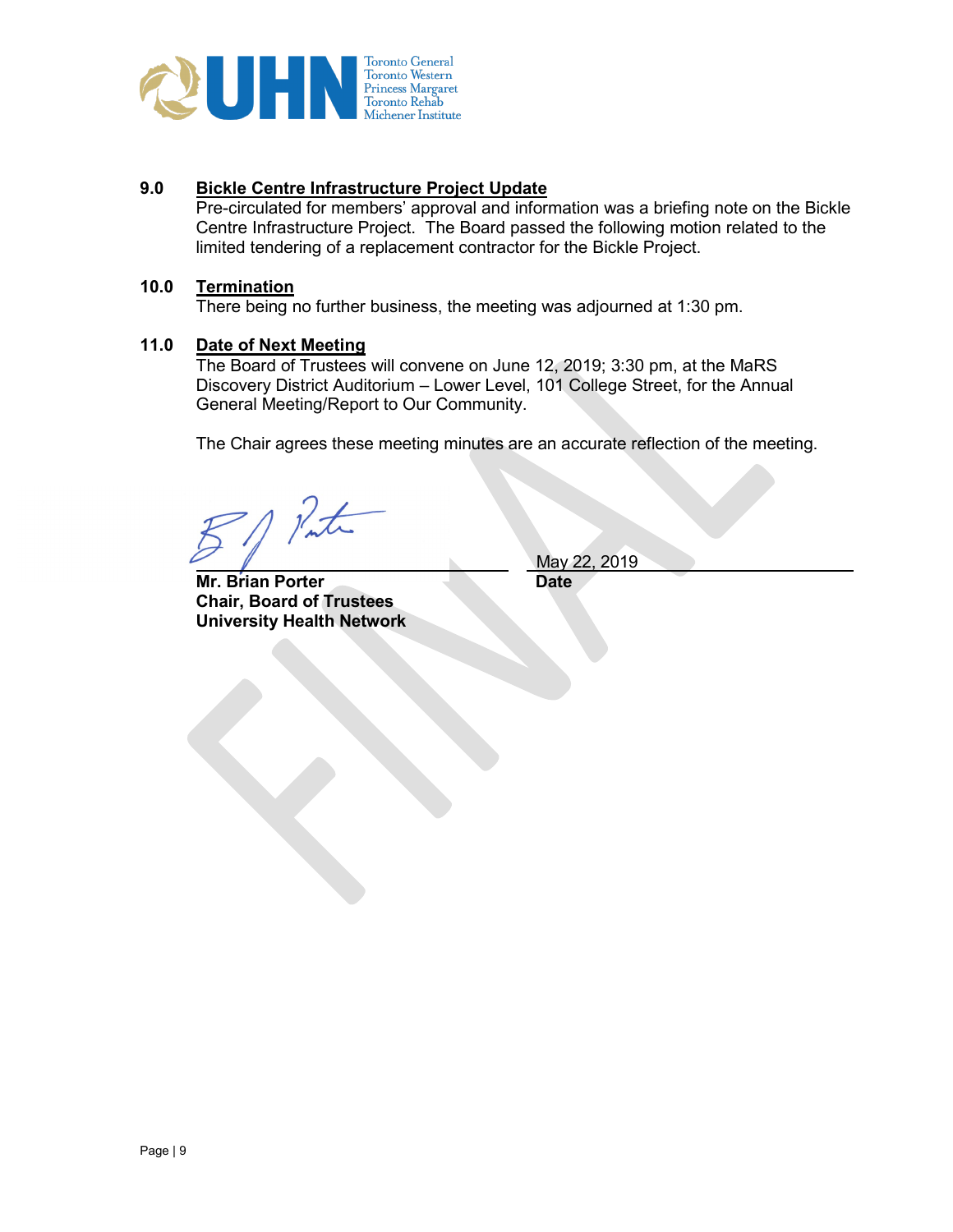## 9.0 Bickle Centre Infrastructure Project Update

Pre-circulated for members' approval and information was a briefing note on the Bickle Centre Infrastructure Project. The Board passed the following motion related to the limited tendering of a replacement contractor for the Bickle Project.

## 10.0 Termination

There being no further business, the meeting was adjourned at 1:30 pm.

## 11.0 Date of Next Meeting

The Board of Trustees will convene on June 12, 2019; 3:30 pm, at the MaRS Discovery District Auditorium – Lower Level, 101 College Street, for the Annual General Meeting/Report to Our Community.

The Chair agrees these meeting minutes are an accurate reflection of the meeting.

| | |
|---|---|
| **Mr. Brian Porter**<br>**Chair, Board of Trustees**<br>**University Health Network** | May 22, 2019<br>**Date** |